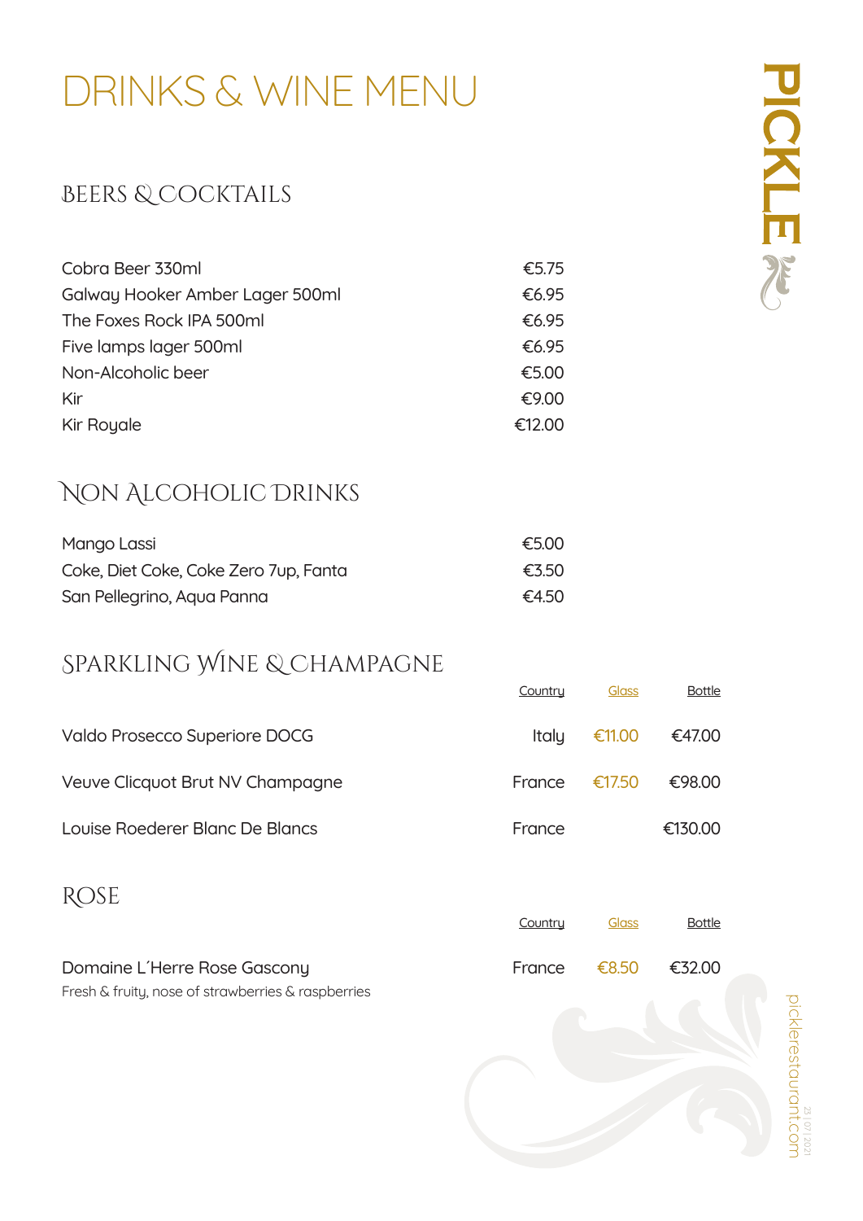# DRINKS & WINE MENU

PICKLE

## BEERS & COCKTAILS

| Item | Price |
|---|---|
| Cobra Beer 330ml | €5.75 |
| Galway Hooker Amber Lager 500ml | €6.95 |
| The Foxes Rock IPA 500ml | €6.95 |
| Five lamps lager 500ml | €6.95 |
| Non-Alcoholic beer | €5.00 |
| Kir | €9.00 |
| Kir Royale | €12.00 |

## NON ALCOHOLIC DRINKS

| Item | Price |
|---|---|
| Mango Lassi | €5.00 |
| Coke, Diet Coke, Coke Zero 7up, Fanta | €3.50 |
| San Pellegrino, Aqua Panna | €4.50 |

## SPARKLING WINE & CHAMPAGNE

| | Country | Glass | Bottle |
|---|---|---|---|
| Valdo Prosecco Superiore DOCG | Italy | €11.00 | €47.00 |
| Veuve Clicquot Brut NV Champagne | France | €17.50 | €98.00 |
| Louise Roederer Blanc De Blancs | France | | €130.00 |

## ROSE

| | Country | Glass | Bottle |
|---|---|---|---|
| Domaine L´Herre Rose Gascony<br>Fresh & fruity, nose of strawberries & raspberries | France | €8.50 | €32.00 |

picklerestaurant.com

23 | 07 | 2021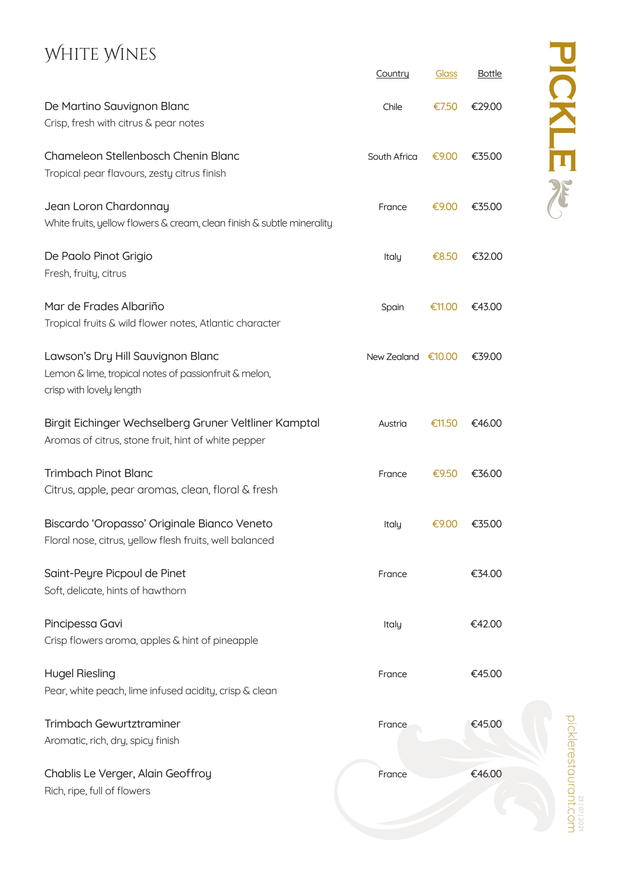# White Wines

| | Country | Glass | Bottle |
|---|---|---|---|
| De Martino Sauvignon Blanc<br>Crisp, fresh with citrus & pear notes | Chile | €7.50 | €29.00 |
| Chameleon Stellenbosch Chenin Blanc<br>Tropical pear flavours, zesty citrus finish | South Africa | €9.00 | €35.00 |
| Jean Loron Chardonnay<br>White fruits, yellow flowers & cream, clean finish & subtle minerality | France | €9.00 | €35.00 |
| De Paolo Pinot Grigio<br>Fresh, fruity, citrus | Italy | €8.50 | €32.00 |
| Mar de Frades Albariño<br>Tropical fruits & wild flower notes, Atlantic character | Spain | €11.00 | €43.00 |
| Lawson's Dry Hill Sauvignon Blanc<br>Lemon & lime, tropical notes of passionfruit & melon, crisp with lovely length | New Zealand | €10.00 | €39.00 |
| Birgit Eichinger Wechselberg Gruner Veltliner Kamptal<br>Aromas of citrus, stone fruit, hint of white pepper | Austria | €11.50 | €46.00 |
| Trimbach Pinot Blanc<br>Citrus, apple, pear aromas, clean, floral & fresh | France | €9.50 | €36.00 |
| Biscardo 'Oropasso' Originale Bianco Veneto<br>Floral nose, citrus, yellow flesh fruits, well balanced | Italy | €9.00 | €35.00 |
| Saint-Peyre Picpoul de Pinet<br>Soft, delicate, hints of hawthorn | France | | €34.00 |
| Pincipessa Gavi<br>Crisp flowers aroma, apples & hint of pineapple | Italy | | €42.00 |
| Hugel Riesling<br>Pear, white peach, lime infused acidity, crisp & clean | France | | €45.00 |
| Trimbach Gewurtztraminer<br>Aromatic, rich, dry, spicy finish | France | | €45.00 |
| Chablis Le Verger, Alain Geoffroy<br>Rich, ripe, full of flowers | France | | €46.00 |

PICKLE

picklerestaurant.com

23 | 07 | 2021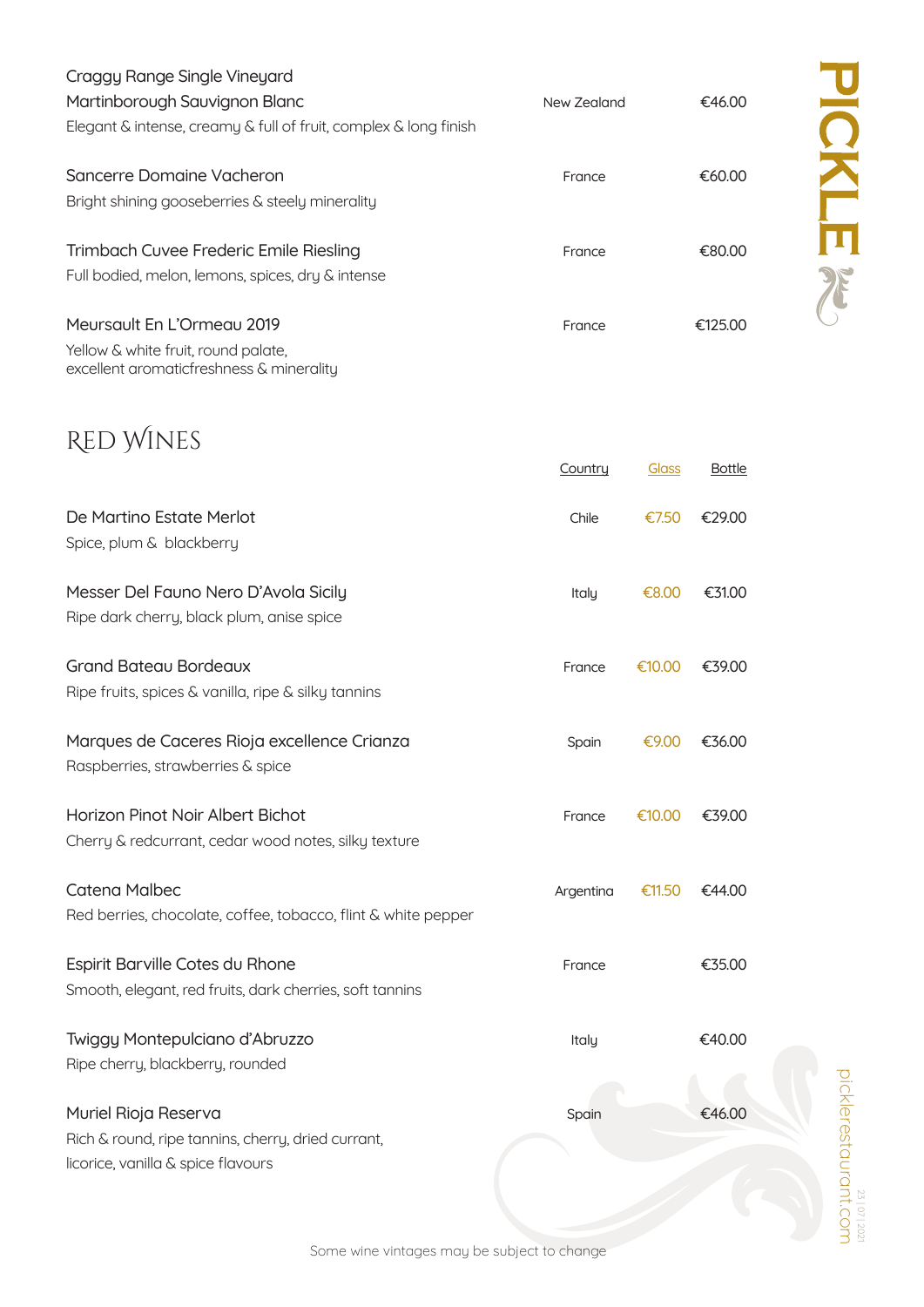| | Country | Glass | Bottle |
|---|---|---|---|
| Craggy Range Single Vineyard Martinborough Sauvignon Blanc<br>Elegant & intense, creamy & full of fruit, complex & long finish | New Zealand | | €46.00 |
| Sancerre Domaine Vacheron<br>Bright shining gooseberries & steely minerality | France | | €60.00 |
| Trimbach Cuvee Frederic Emile Riesling<br>Full bodied, melon, lemons, spices, dry & intense | France | | €80.00 |
| Meursault En L'Ormeau 2019<br>Yellow & white fruit, round palate, excellent aromaticfreshness & minerality | France | | €125.00 |

## RED WINES

| | Country | Glass | Bottle |
|---|---|---|---|
| De Martino Estate Merlot<br>Spice, plum & blackberry | Chile | €7.50 | €29.00 |
| Messer Del Fauno Nero D'Avola Sicily<br>Ripe dark cherry, black plum, anise spice | Italy | €8.00 | €31.00 |
| Grand Bateau Bordeaux<br>Ripe fruits, spices & vanilla, ripe & silky tannins | France | €10.00 | €39.00 |
| Marques de Caceres Rioja excellence Crianza<br>Raspberries, strawberries & spice | Spain | €9.00 | €36.00 |
| Horizon Pinot Noir Albert Bichot<br>Cherry & redcurrant, cedar wood notes, silky texture | France | €10.00 | €39.00 |
| Catena Malbec<br>Red berries, chocolate, coffee, tobacco, flint & white pepper | Argentina | €11.50 | €44.00 |
| Espirit Barville Cotes du Rhone<br>Smooth, elegant, red fruits, dark cherries, soft tannins | France | | €35.00 |
| Twiggy Montepulciano d'Abruzzo<br>Ripe cherry, blackberry, rounded | Italy | | €40.00 |
| Muriel Rioja Reserva<br>Rich & round, ripe tannins, cherry, dried currant, licorice, vanilla & spice flavours | Spain | | €46.00 |

Some wine vintages may be subject to change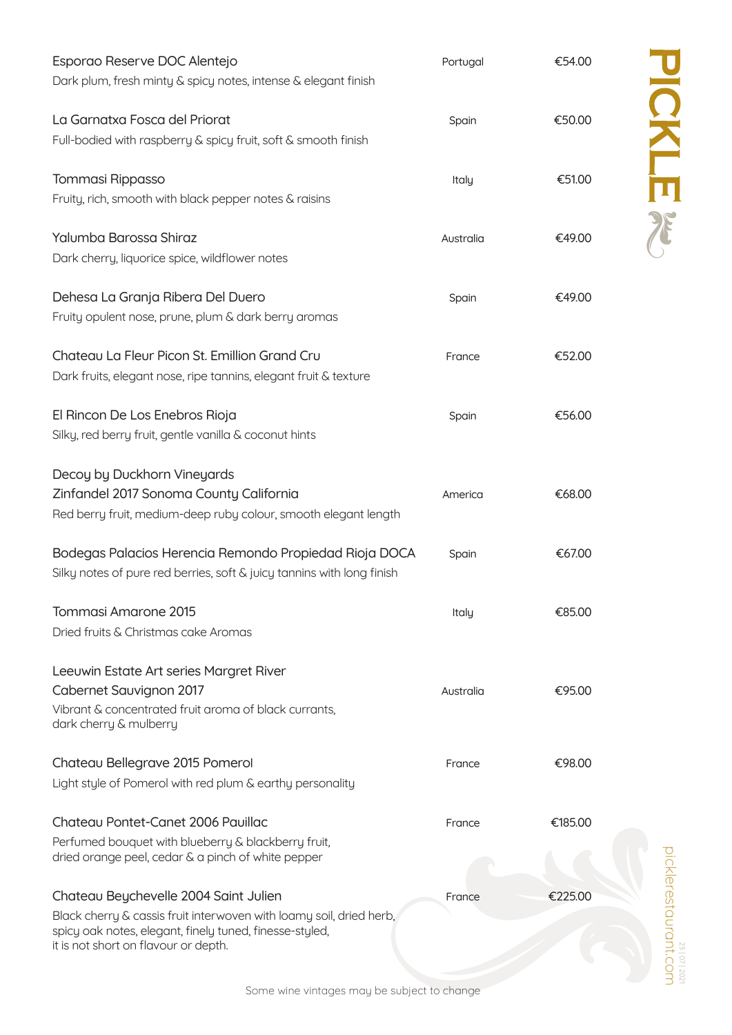| | | |
|---|---|---|
| Esporao Reserve DOC Alentejo<br>Dark plum, fresh minty & spicy notes, intense & elegant finish | Portugal | €54.00 |
| La Garnatxa Fosca del Priorat<br>Full-bodied with raspberry & spicy fruit, soft & smooth finish | Spain | €50.00 |
| Tommasi Rippasso<br>Fruity, rich, smooth with black pepper notes & raisins | Italy | €51.00 |
| Yalumba Barossa Shiraz<br>Dark cherry, liquorice spice, wildflower notes | Australia | €49.00 |
| Dehesa La Granja Ribera Del Duero<br>Fruity opulent nose, prune, plum & dark berry aromas | Spain | €49.00 |
| Chateau La Fleur Picon St. Emillion Grand Cru<br>Dark fruits, elegant nose, ripe tannins, elegant fruit & texture | France | €52.00 |
| El Rincon De Los Enebros Rioja<br>Silky, red berry fruit, gentle vanilla & coconut hints | Spain | €56.00 |
| Decoy by Duckhorn Vineyards<br>Zinfandel 2017 Sonoma County California<br>Red berry fruit, medium-deep ruby colour, smooth elegant length | America | €68.00 |
| Bodegas Palacios Herencia Remondo Propiedad Rioja DOCA<br>Silky notes of pure red berries, soft & juicy tannins with long finish | Spain | €67.00 |
| Tommasi Amarone 2015<br>Dried fruits & Christmas cake Aromas | Italy | €85.00 |
| Leeuwin Estate Art series Margret River<br>Cabernet Sauvignon 2017<br>Vibrant & concentrated fruit aroma of black currants, dark cherry & mulberry | Australia | €95.00 |
| Chateau Bellegrave 2015 Pomerol<br>Light style of Pomerol with red plum & earthy personality | France | €98.00 |
| Chateau Pontet-Canet 2006 Pauillac<br>Perfumed bouquet with blueberry & blackberry fruit, dried orange peel, cedar & a pinch of white pepper | France | €185.00 |
| Chateau Beychevelle 2004 Saint Julien<br>Black cherry & cassis fruit interwoven with loamy soil, dried herb, spicy oak notes, elegant, finely tuned, finesse-styled, it is not short on flavour or depth. | France | €225.00 |

Some wine vintages may be subject to change

PICKLE

picklerestaurant.com

23|07|2021